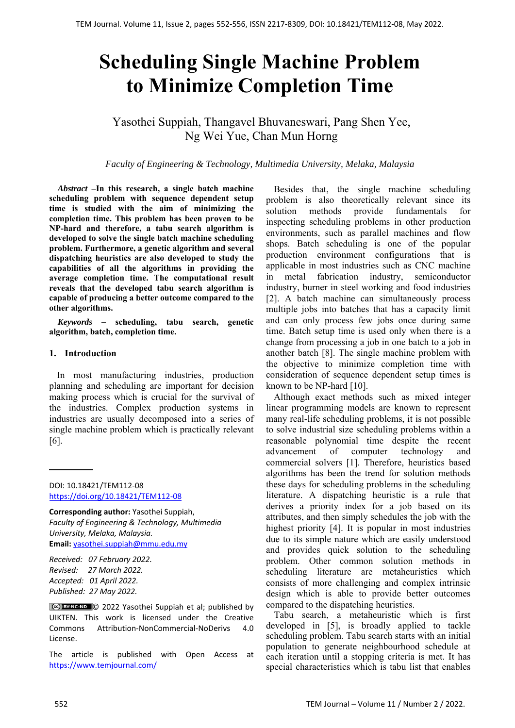# Scheduling Single Machine Problem to Minimize Completion Time

Yasothei Suppiah, Thangavel Bhuvaneswari, Pang Shen Yee, Ng Wei Yue, Chan Mun Horng

*Faculty of Engineering & Technology, Multimedia University, Melaka, Malaysia*

***Abstract*** **–In this research, a single batch machine scheduling problem with sequence dependent setup time is studied with the aim of minimizing the completion time. This problem has been proven to be NP-hard and therefore, a tabu search algorithm is developed to solve the single batch machine scheduling problem. Furthermore, a genetic algorithm and several dispatching heuristics are also developed to study the capabilities of all the algorithms in providing the average completion time. The computational result reveals that the developed tabu search algorithm is capable of producing a better outcome compared to the other algorithms.**

***Keywords*** **– scheduling, tabu search, genetic algorithm, batch, completion time.**

DOI: 10.18421/TEM112-08
https://doi.org/10.18421/TEM112-08

**Corresponding author:** Yasothei Suppiah,
*Faculty of Engineering & Technology, Multimedia University, Melaka, Malaysia.*
**Email:** yasothei.suppiah@mmu.edu.my

*Received: 07 February 2022.*
*Revised: 27 March 2022.*
*Accepted: 01 April 2022.*
*Published: 27 May 2022.*

© 2022 Yasothei Suppiah et al; published by UIKTEN. This work is licensed under the Creative Commons Attribution-NonCommercial-NoDerivs 4.0 License.

The article is published with Open Access at https://www.temjournal.com/

## 1. Introduction

In most manufacturing industries, production planning and scheduling are important for decision making process which is crucial for the survival of the industries. Complex production systems in industries are usually decomposed into a series of single machine problem which is practically relevant [6].

Besides that, the single machine scheduling problem is also theoretically relevant since its solution methods provide fundamentals for inspecting scheduling problems in other production environments, such as parallel machines and flow shops. Batch scheduling is one of the popular production environment configurations that is applicable in most industries such as CNC machine in metal fabrication industry, semiconductor industry, burner in steel working and food industries [2]. A batch machine can simultaneously process multiple jobs into batches that has a capacity limit and can only process few jobs once during same time. Batch setup time is used only when there is a change from processing a job in one batch to a job in another batch [8]. The single machine problem with the objective to minimize completion time with consideration of sequence dependent setup times is known to be NP-hard [10].

Although exact methods such as mixed integer linear programming models are known to represent many real-life scheduling problems, it is not possible to solve industrial size scheduling problems within a reasonable polynomial time despite the recent advancement of computer technology and commercial solvers [1]. Therefore, heuristics based algorithms has been the trend for solution methods these days for scheduling problems in the scheduling literature. A dispatching heuristic is a rule that derives a priority index for a job based on its attributes, and then simply schedules the job with the highest priority [4]. It is popular in most industries due to its simple nature which are easily understood and provides quick solution to the scheduling problem. Other common solution methods in scheduling literature are metaheuristics which consists of more challenging and complex intrinsic design which is able to provide better outcomes compared to the dispatching heuristics.

Tabu search, a metaheuristic which is first developed in [5], is broadly applied to tackle scheduling problem. Tabu search starts with an initial population to generate neighbourhood schedule at each iteration until a stopping criteria is met. It has special characteristics which is tabu list that enables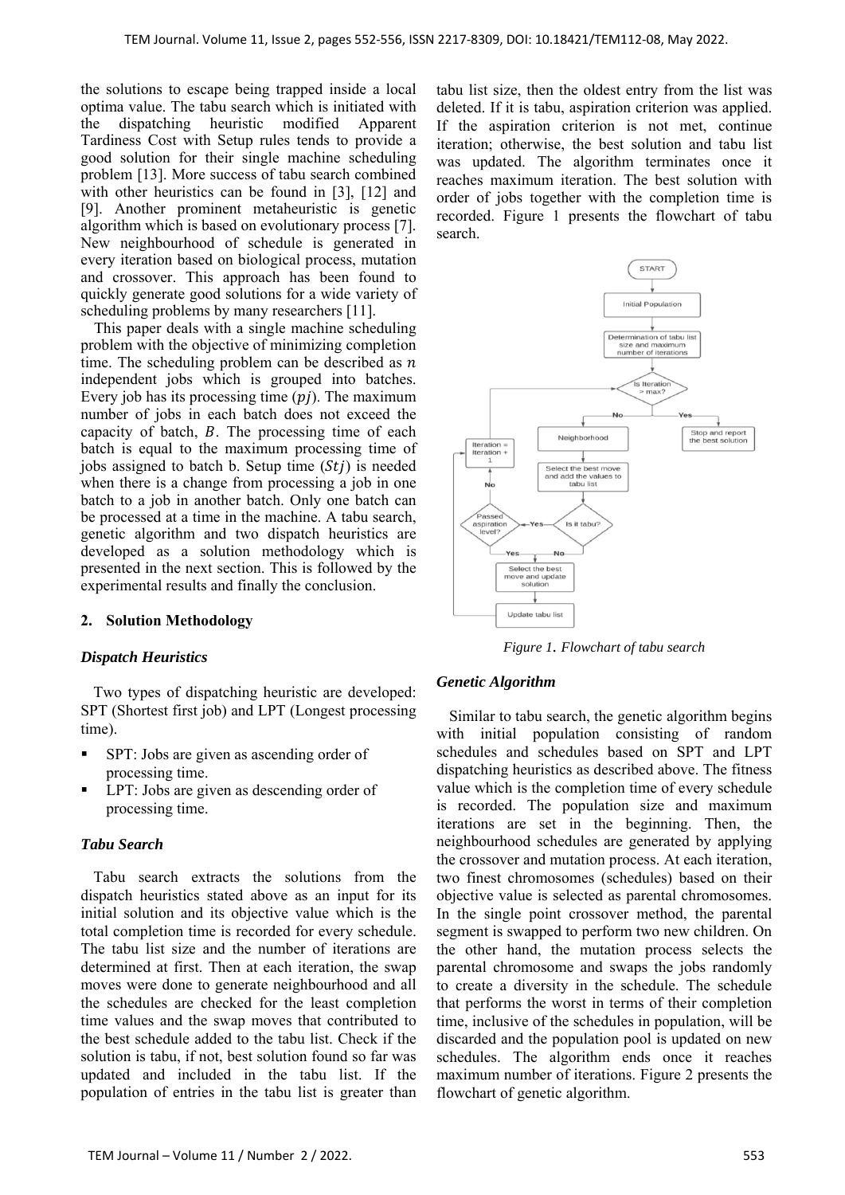the solutions to escape being trapped inside a local optima value. The tabu search which is initiated with the dispatching heuristic modified Apparent Tardiness Cost with Setup rules tends to provide a good solution for their single machine scheduling problem [13]. More success of tabu search combined with other heuristics can be found in [3], [12] and [9]. Another prominent metaheuristic is genetic algorithm which is based on evolutionary process [7]. New neighbourhood of schedule is generated in every iteration based on biological process, mutation and crossover. This approach has been found to quickly generate good solutions for a wide variety of scheduling problems by many researchers [11].

This paper deals with a single machine scheduling problem with the objective of minimizing completion time. The scheduling problem can be described as $n$ independent jobs which is grouped into batches. Every job has its processing time ($pj$). The maximum number of jobs in each batch does not exceed the capacity of batch, $B$. The processing time of each batch is equal to the maximum processing time of jobs assigned to batch b. Setup time ($Stj$) is needed when there is a change from processing a job in one batch to a job in another batch. Only one batch can be processed at a time in the machine. A tabu search, genetic algorithm and two dispatch heuristics are developed as a solution methodology which is presented in the next section. This is followed by the experimental results and finally the conclusion.

## 2. Solution Methodology

### *Dispatch Heuristics*

Two types of dispatching heuristic are developed: SPT (Shortest first job) and LPT (Longest processing time).

- SPT: Jobs are given as ascending order of processing time.
- LPT: Jobs are given as descending order of processing time.

### *Tabu Search*

Tabu search extracts the solutions from the dispatch heuristics stated above as an input for its initial solution and its objective value which is the total completion time is recorded for every schedule. The tabu list size and the number of iterations are determined at first. Then at each iteration, the swap moves were done to generate neighbourhood and all the schedules are checked for the least completion time values and the swap moves that contributed to the best schedule added to the tabu list. Check if the solution is tabu, if not, best solution found so far was updated and included in the tabu list. If the population of entries in the tabu list is greater than tabu list size, then the oldest entry from the list was deleted. If it is tabu, aspiration criterion was applied. If the aspiration criterion is not met, continue iteration; otherwise, the best solution and tabu list was updated. The algorithm terminates once it reaches maximum iteration. The best solution with order of jobs together with the completion time is recorded. Figure 1 presents the flowchart of tabu search.

*Figure 1. Flowchart of tabu search*

### *Genetic Algorithm*

Similar to tabu search, the genetic algorithm begins with initial population consisting of random schedules and schedules based on SPT and LPT dispatching heuristics as described above. The fitness value which is the completion time of every schedule is recorded. The population size and maximum iterations are set in the beginning. Then, the neighbourhood schedules are generated by applying the crossover and mutation process. At each iteration, two finest chromosomes (schedules) based on their objective value is selected as parental chromosomes. In the single point crossover method, the parental segment is swapped to perform two new children. On the other hand, the mutation process selects the parental chromosome and swaps the jobs randomly to create a diversity in the schedule. The schedule that performs the worst in terms of their completion time, inclusive of the schedules in population, will be discarded and the population pool is updated on new schedules. The algorithm ends once it reaches maximum number of iterations. Figure 2 presents the flowchart of genetic algorithm.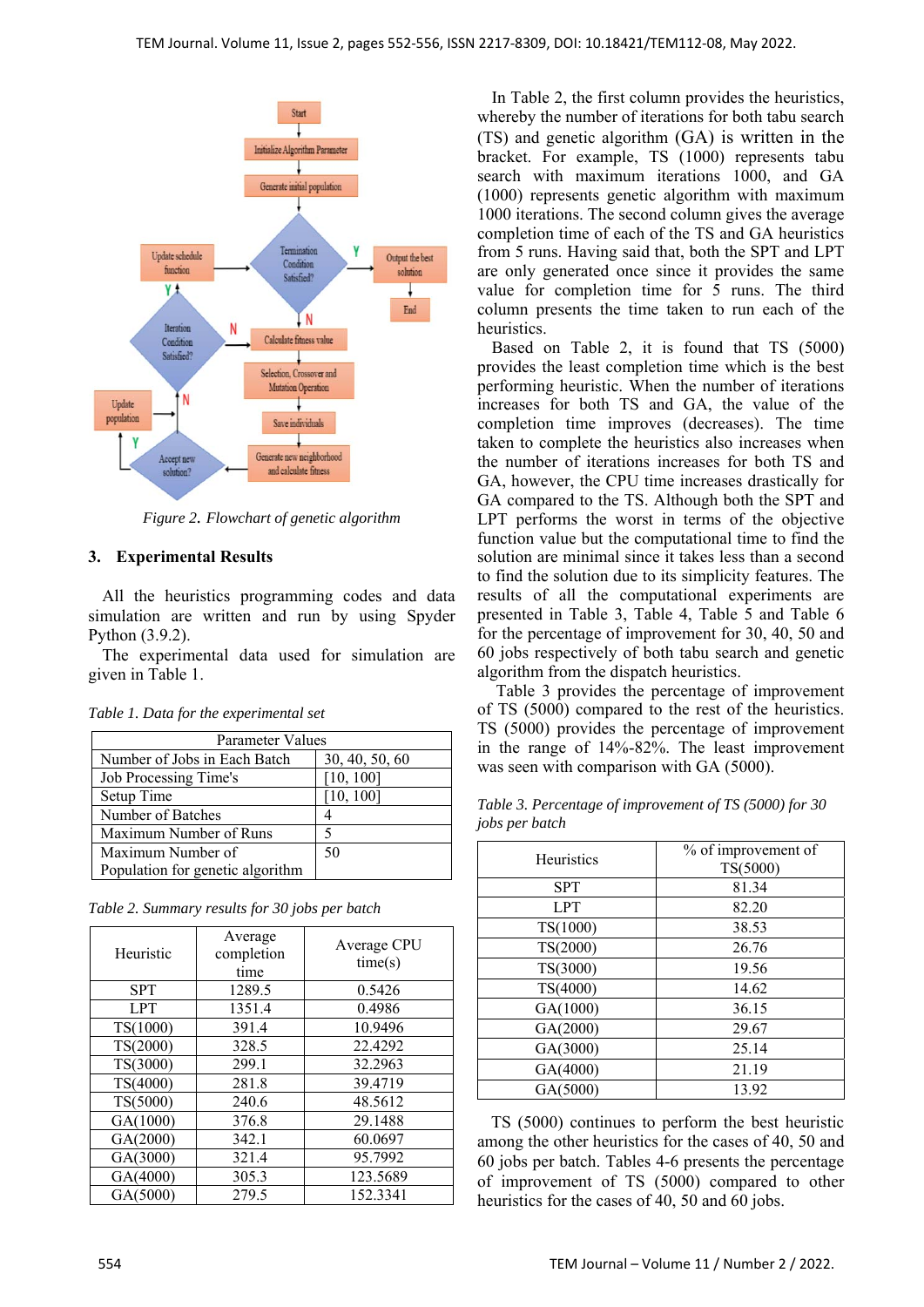*Figure 2. Flowchart of genetic algorithm*

## 3. Experimental Results

All the heuristics programming codes and data simulation are written and run by using Spyder Python (3.9.2).

The experimental data used for simulation are given in Table 1.

*Table 1. Data for the experimental set*

| Parameter | Values |
|---|---|
| Number of Jobs in Each Batch | 30, 40, 50, 60 |
| Job Processing Time's | [10, 100] |
| Setup Time | [10, 100] |
| Number of Batches | 4 |
| Maximum Number of Runs | 5 |
| Maximum Number of Population for genetic algorithm | 50 |

*Table 2. Summary results for 30 jobs per batch*

| Heuristic | Average completion time | Average CPU time(s) |
|---|---|---|
| SPT | 1289.5 | 0.5426 |
| LPT | 1351.4 | 0.4986 |
| TS(1000) | 391.4 | 10.9496 |
| TS(2000) | 328.5 | 22.4292 |
| TS(3000) | 299.1 | 32.2963 |
| TS(4000) | 281.8 | 39.4719 |
| TS(5000) | 240.6 | 48.5612 |
| GA(1000) | 376.8 | 29.1488 |
| GA(2000) | 342.1 | 60.0697 |
| GA(3000) | 321.4 | 95.7992 |
| GA(4000) | 305.3 | 123.5689 |
| GA(5000) | 279.5 | 152.3341 |

In Table 2, the first column provides the heuristics, whereby the number of iterations for both tabu search (TS) and genetic algorithm (GA) is written in the bracket. For example, TS (1000) represents tabu search with maximum iterations 1000, and GA (1000) represents genetic algorithm with maximum 1000 iterations. The second column gives the average completion time of each of the TS and GA heuristics from 5 runs. Having said that, both the SPT and LPT are only generated once since it provides the same value for completion time for 5 runs. The third column presents the time taken to run each of the heuristics.

Based on Table 2, it is found that TS (5000) provides the least completion time which is the best performing heuristic. When the number of iterations increases for both TS and GA, the value of the completion time improves (decreases). The time taken to complete the heuristics also increases when the number of iterations increases for both TS and GA, however, the CPU time increases drastically for GA compared to the TS. Although both the SPT and LPT performs the worst in terms of the objective function value but the computational time to find the solution are minimal since it takes less than a second to find the solution due to its simplicity features. The results of all the computational experiments are presented in Table 3, Table 4, Table 5 and Table 6 for the percentage of improvement for 30, 40, 50 and 60 jobs respectively of both tabu search and genetic algorithm from the dispatch heuristics.

Table 3 provides the percentage of improvement of TS (5000) compared to the rest of the heuristics. TS (5000) provides the percentage of improvement in the range of 14%-82%. The least improvement was seen with comparison with GA (5000).

*Table 3. Percentage of improvement of TS (5000) for 30 jobs per batch*

| Heuristics | % of improvement of TS(5000) |
|---|---|
| SPT | 81.34 |
| LPT | 82.20 |
| TS(1000) | 38.53 |
| TS(2000) | 26.76 |
| TS(3000) | 19.56 |
| TS(4000) | 14.62 |
| GA(1000) | 36.15 |
| GA(2000) | 29.67 |
| GA(3000) | 25.14 |
| GA(4000) | 21.19 |
| GA(5000) | 13.92 |

TS (5000) continues to perform the best heuristic among the other heuristics for the cases of 40, 50 and 60 jobs per batch. Tables 4-6 presents the percentage of improvement of TS (5000) compared to other heuristics for the cases of 40, 50 and 60 jobs.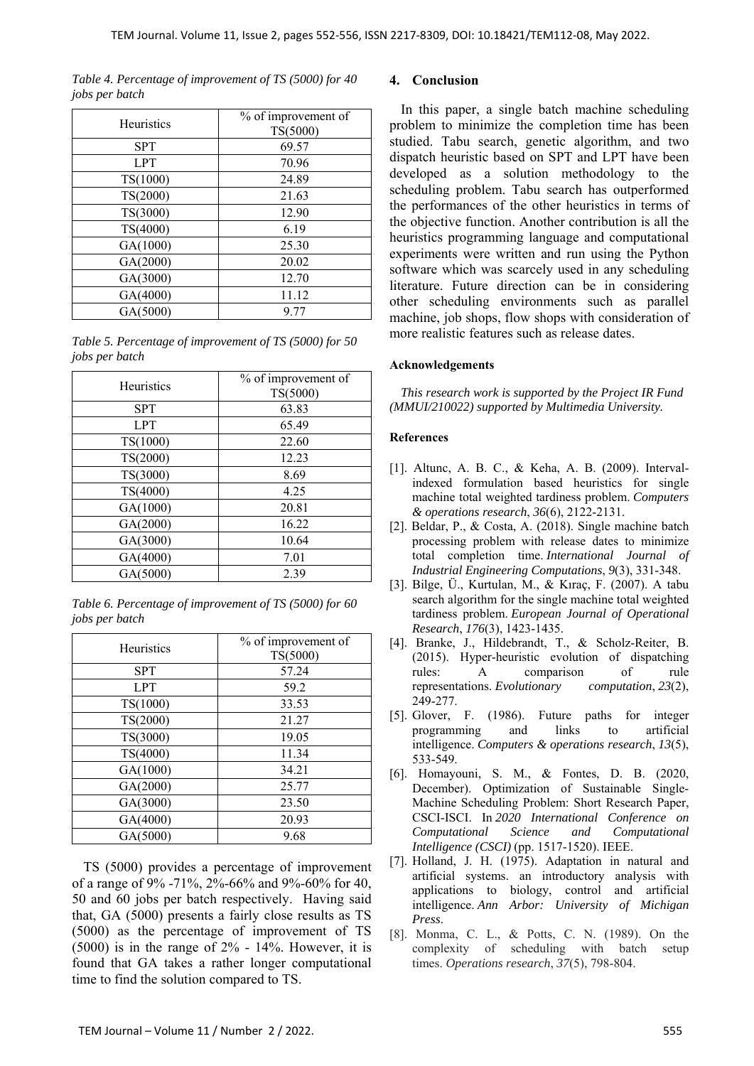*Table 4. Percentage of improvement of TS (5000) for 40 jobs per batch*

| Heuristics | % of improvement of TS(5000) |
|---|---|
| SPT | 69.57 |
| LPT | 70.96 |
| TS(1000) | 24.89 |
| TS(2000) | 21.63 |
| TS(3000) | 12.90 |
| TS(4000) | 6.19 |
| GA(1000) | 25.30 |
| GA(2000) | 20.02 |
| GA(3000) | 12.70 |
| GA(4000) | 11.12 |
| GA(5000) | 9.77 |

*Table 5. Percentage of improvement of TS (5000) for 50 jobs per batch*

| Heuristics | % of improvement of TS(5000) |
|---|---|
| SPT | 63.83 |
| LPT | 65.49 |
| TS(1000) | 22.60 |
| TS(2000) | 12.23 |
| TS(3000) | 8.69 |
| TS(4000) | 4.25 |
| GA(1000) | 20.81 |
| GA(2000) | 16.22 |
| GA(3000) | 10.64 |
| GA(4000) | 7.01 |
| GA(5000) | 2.39 |

*Table 6. Percentage of improvement of TS (5000) for 60 jobs per batch*

| Heuristics | % of improvement of TS(5000) |
|---|---|
| SPT | 57.24 |
| LPT | 59.2 |
| TS(1000) | 33.53 |
| TS(2000) | 21.27 |
| TS(3000) | 19.05 |
| TS(4000) | 11.34 |
| GA(1000) | 34.21 |
| GA(2000) | 25.77 |
| GA(3000) | 23.50 |
| GA(4000) | 20.93 |
| GA(5000) | 9.68 |

TS (5000) provides a percentage of improvement of a range of 9% -71%, 2%-66% and 9%-60% for 40, 50 and 60 jobs per batch respectively. Having said that, GA (5000) presents a fairly close results as TS (5000) as the percentage of improvement of TS (5000) is in the range of 2% - 14%. However, it is found that GA takes a rather longer computational time to find the solution compared to TS.

## 4. Conclusion

In this paper, a single batch machine scheduling problem to minimize the completion time has been studied. Tabu search, genetic algorithm, and two dispatch heuristic based on SPT and LPT have been developed as a solution methodology to the scheduling problem. Tabu search has outperformed the performances of the other heuristics in terms of the objective function. Another contribution is all the heuristics programming language and computational experiments were written and run using the Python software which was scarcely used in any scheduling literature. Future direction can be in considering other scheduling environments such as parallel machine, job shops, flow shops with consideration of more realistic features such as release dates.

### Acknowledgements

*This research work is supported by the Project IR Fund (MMUI/210022) supported by Multimedia University.*

### References

[1]. Altunc, A. B. C., & Keha, A. B. (2009). Interval-indexed formulation based heuristics for single machine total weighted tardiness problem. *Computers & operations research*, *36*(6), 2122-2131.

[2]. Beldar, P., & Costa, A. (2018). Single machine batch processing problem with release dates to minimize total completion time. *International Journal of Industrial Engineering Computations*, *9*(3), 331-348.

[3]. Bilge, Ü., Kurtulan, M., & Kıraç, F. (2007). A tabu search algorithm for the single machine total weighted tardiness problem. *European Journal of Operational Research*, *176*(3), 1423-1435.

[4]. Branke, J., Hildebrandt, T., & Scholz-Reiter, B. (2015). Hyper-heuristic evolution of dispatching rules: A comparison of rule representations. *Evolutionary computation*, *23*(2), 249-277.

[5]. Glover, F. (1986). Future paths for integer programming and links to artificial intelligence. *Computers & operations research*, *13*(5), 533-549.

[6]. Homayouni, S. M., & Fontes, D. B. (2020, December). Optimization of Sustainable Single-Machine Scheduling Problem: Short Research Paper, CSCI-ISCI. In *2020 International Conference on Computational Science and Computational Intelligence (CSCI)* (pp. 1517-1520). IEEE.

[7]. Holland, J. H. (1975). Adaptation in natural and artificial systems. an introductory analysis with applications to biology, control and artificial intelligence. *Ann Arbor: University of Michigan Press*.

[8]. Monma, C. L., & Potts, C. N. (1989). On the complexity of scheduling with batch setup times. *Operations research*, *37*(5), 798-804.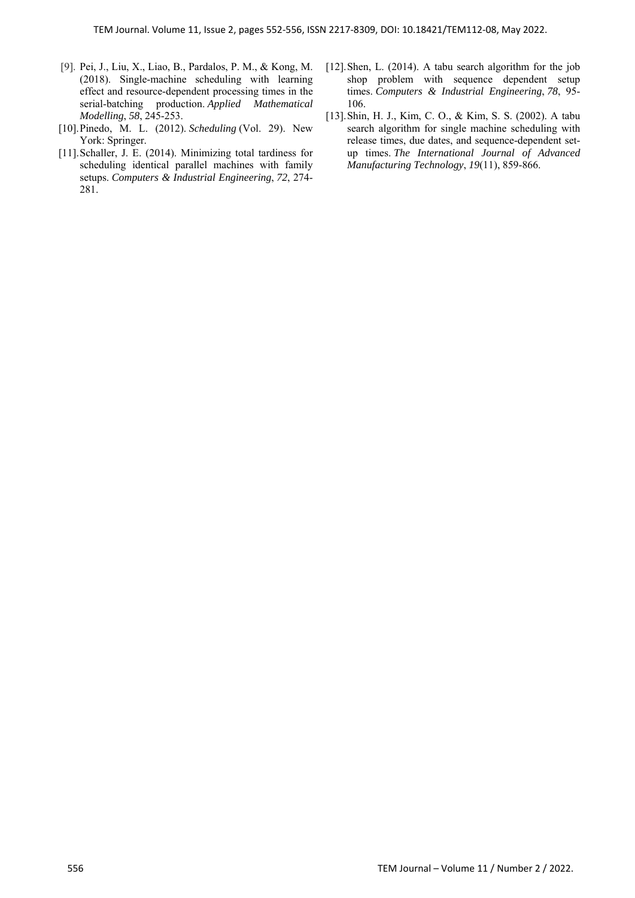[9]. Pei, J., Liu, X., Liao, B., Pardalos, P. M., & Kong, M. (2018). Single-machine scheduling with learning effect and resource-dependent processing times in the serial-batching production. *Applied Mathematical Modelling*, *58*, 245-253.

[10]. Pinedo, M. L. (2012). *Scheduling* (Vol. 29). New York: Springer.

[11]. Schaller, J. E. (2014). Minimizing total tardiness for scheduling identical parallel machines with family setups. *Computers & Industrial Engineering*, *72*, 274-281.

[12]. Shen, L. (2014). A tabu search algorithm for the job shop problem with sequence dependent setup times. *Computers & Industrial Engineering*, *78*, 95-106.

[13]. Shin, H. J., Kim, C. O., & Kim, S. S. (2002). A tabu search algorithm for single machine scheduling with release times, due dates, and sequence-dependent set-up times. *The International Journal of Advanced Manufacturing Technology*, *19*(11), 859-866.